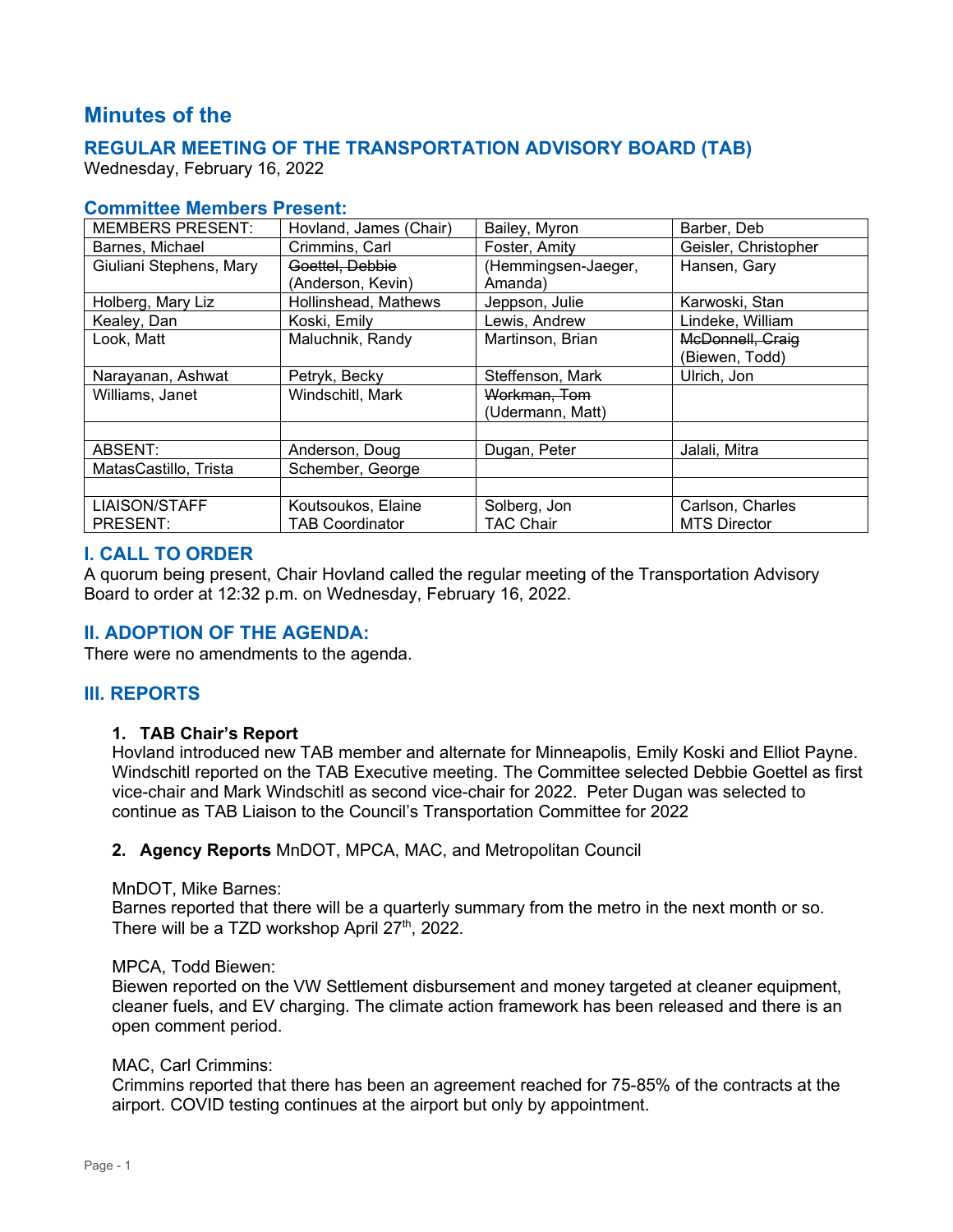# Minutes of the

## REGULAR MEETING OF THE TRANSPORTATION ADVISORY BOARD (TAB)

Wednesday, February 16, 2022

### Committee Members Present:

| MEMBERS PRESENT: | Hovland, James (Chair) | Bailey, Myron | Barber, Deb |
|---|---|---|---|
| Barnes, Michael | Crimmins, Carl | Foster, Amity | Geisler, Christopher |
| Giuliani Stephens, Mary | ~~Goettel, Debbie~~ (Anderson, Kevin) | (Hemmingsen-Jaeger, Amanda) | Hansen, Gary |
| Holberg, Mary Liz | Hollinshead, Mathews | Jeppson, Julie | Karwoski, Stan |
| Kealey, Dan | Koski, Emily | Lewis, Andrew | Lindeke, William |
| Look, Matt | Maluchnik, Randy | Martinson, Brian | ~~McDonnell, Craig~~ (Biewen, Todd) |
| Narayanan, Ashwat | Petryk, Becky | Steffenson, Mark | Ulrich, Jon |
| Williams, Janet | Windschitl, Mark | ~~Workman, Tom~~ (Udermann, Matt) | |
| | | | |
| ABSENT: | Anderson, Doug | Dugan, Peter | Jalali, Mitra |
| MatasCastillo, Trista | Schember, George | | |
| | | | |
| LIAISON/STAFF PRESENT: | Koutsoukos, Elaine TAB Coordinator | Solberg, Jon TAC Chair | Carlson, Charles MTS Director |

## I. CALL TO ORDER

A quorum being present, Chair Hovland called the regular meeting of the Transportation Advisory Board to order at 12:32 p.m. on Wednesday, February 16, 2022.

## II. ADOPTION OF THE AGENDA:

There were no amendments to the agenda.

## III. REPORTS

**1. TAB Chair's Report**

Hovland introduced new TAB member and alternate for Minneapolis, Emily Koski and Elliot Payne. Windschitl reported on the TAB Executive meeting. The Committee selected Debbie Goettel as first vice-chair and Mark Windschitl as second vice-chair for 2022. Peter Dugan was selected to continue as TAB Liaison to the Council's Transportation Committee for 2022

**2. Agency Reports** MnDOT, MPCA, MAC, and Metropolitan Council

MnDOT, Mike Barnes:
Barnes reported that there will be a quarterly summary from the metro in the next month or so. There will be a TZD workshop April 27th, 2022.

MPCA, Todd Biewen:
Biewen reported on the VW Settlement disbursement and money targeted at cleaner equipment, cleaner fuels, and EV charging. The climate action framework has been released and there is an open comment period.

MAC, Carl Crimmins:
Crimmins reported that there has been an agreement reached for 75-85% of the contracts at the airport. COVID testing continues at the airport but only by appointment.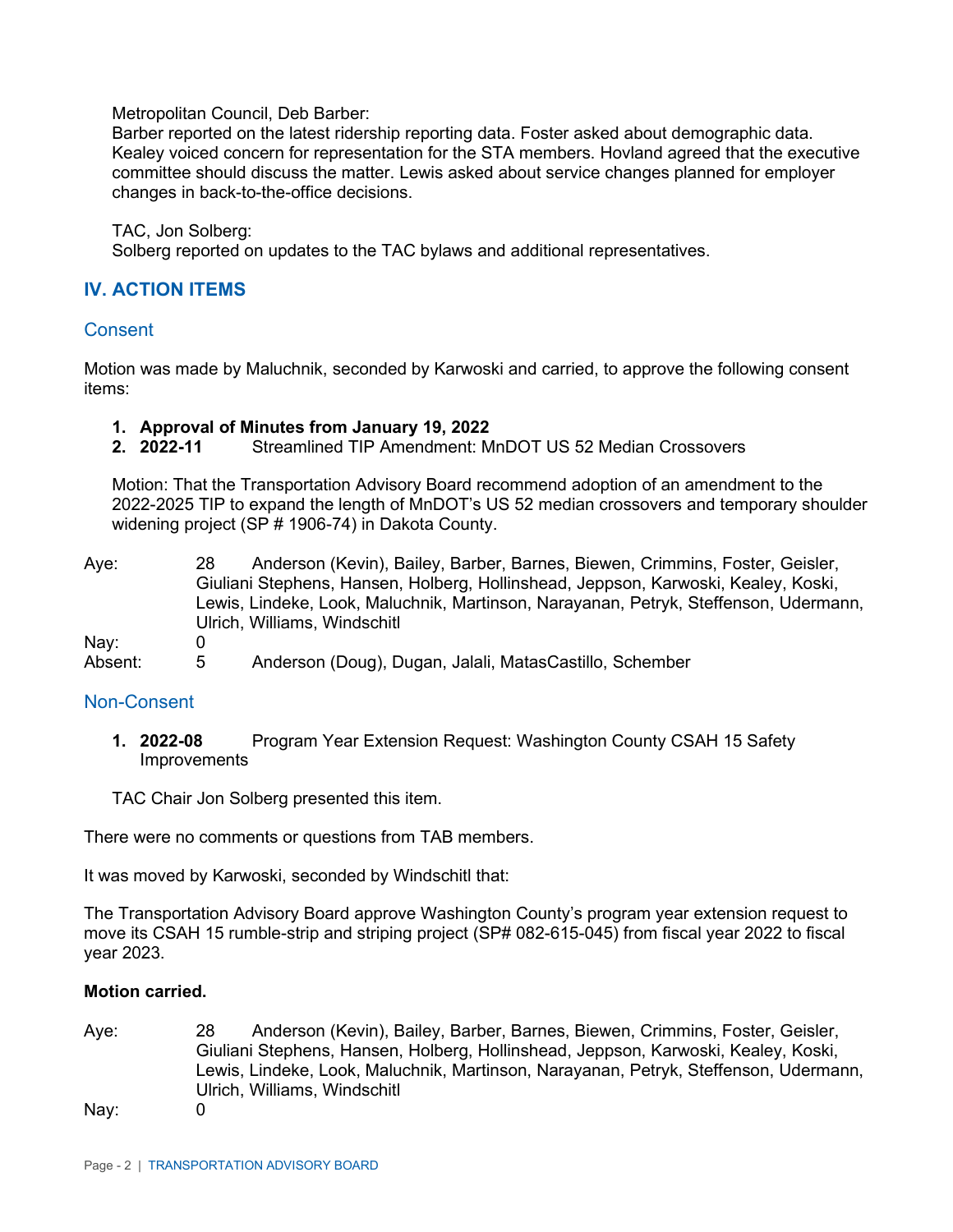Metropolitan Council, Deb Barber:
Barber reported on the latest ridership reporting data. Foster asked about demographic data. Kealey voiced concern for representation for the STA members. Hovland agreed that the executive committee should discuss the matter. Lewis asked about service changes planned for employer changes in back-to-the-office decisions.

TAC, Jon Solberg:
Solberg reported on updates to the TAC bylaws and additional representatives.

## IV. ACTION ITEMS

### Consent

Motion was made by Maluchnik, seconded by Karwoski and carried, to approve the following consent items:

1. **Approval of Minutes from January 19, 2022**
2. **2022-11** Streamlined TIP Amendment: MnDOT US 52 Median Crossovers

Motion: That the Transportation Advisory Board recommend adoption of an amendment to the 2022-2025 TIP to expand the length of MnDOT's US 52 median crossovers and temporary shoulder widening project (SP # 1906-74) in Dakota County.

Aye: 28 Anderson (Kevin), Bailey, Barber, Barnes, Biewen, Crimmins, Foster, Geisler, Giuliani Stephens, Hansen, Holberg, Hollinshead, Jeppson, Karwoski, Kealey, Koski, Lewis, Lindeke, Look, Maluchnik, Martinson, Narayanan, Petryk, Steffenson, Udermann, Ulrich, Williams, Windschitl

Nay: 0

Absent: 5 Anderson (Doug), Dugan, Jalali, MatasCastillo, Schember

### Non-Consent

1. **2022-08** Program Year Extension Request: Washington County CSAH 15 Safety Improvements

TAC Chair Jon Solberg presented this item.

There were no comments or questions from TAB members.

It was moved by Karwoski, seconded by Windschitl that:

The Transportation Advisory Board approve Washington County's program year extension request to move its CSAH 15 rumble-strip and striping project (SP# 082-615-045) from fiscal year 2022 to fiscal year 2023.

**Motion carried.**

Aye: 28 Anderson (Kevin), Bailey, Barber, Barnes, Biewen, Crimmins, Foster, Geisler, Giuliani Stephens, Hansen, Holberg, Hollinshead, Jeppson, Karwoski, Kealey, Koski, Lewis, Lindeke, Look, Maluchnik, Martinson, Narayanan, Petryk, Steffenson, Udermann, Ulrich, Williams, Windschitl

Nay: 0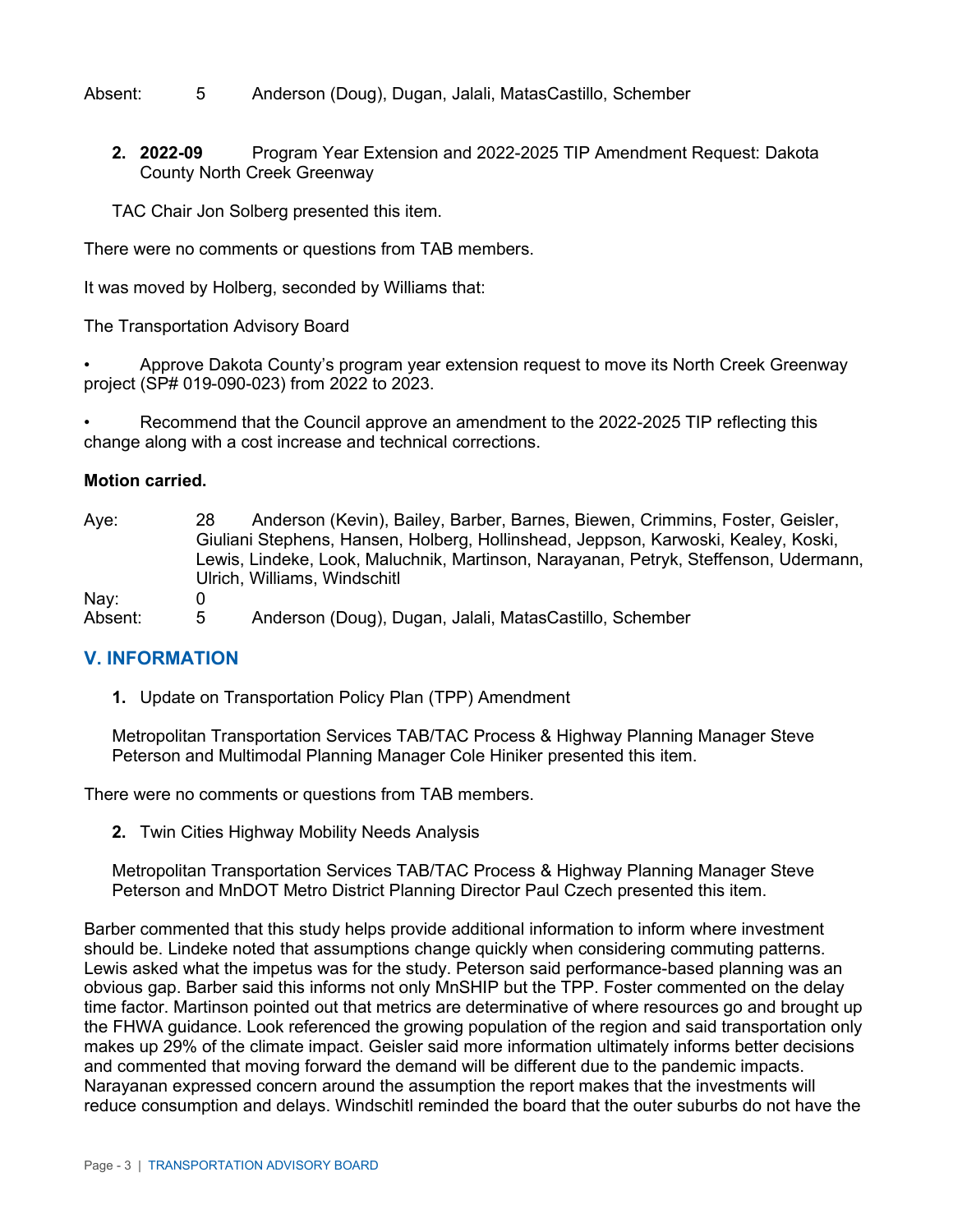| | | |
|---|---|---|
| Absent: | 5 | Anderson (Doug), Dugan, Jalali, MatasCastillo, Schember |

**2. 2022-09** Program Year Extension and 2022-2025 TIP Amendment Request: Dakota County North Creek Greenway

TAC Chair Jon Solberg presented this item.

There were no comments or questions from TAB members.

It was moved by Holberg, seconded by Williams that:

The Transportation Advisory Board

- Approve Dakota County's program year extension request to move its North Creek Greenway project (SP# 019-090-023) from 2022 to 2023.
- Recommend that the Council approve an amendment to the 2022-2025 TIP reflecting this change along with a cost increase and technical corrections.

**Motion carried.**

| | | |
|---|---|---|
| Aye: | 28 | Anderson (Kevin), Bailey, Barber, Barnes, Biewen, Crimmins, Foster, Geisler, Giuliani Stephens, Hansen, Holberg, Hollinshead, Jeppson, Karwoski, Kealey, Koski, Lewis, Lindeke, Look, Maluchnik, Martinson, Narayanan, Petryk, Steffenson, Udermann, Ulrich, Williams, Windschitl |
| Nay: | 0 | |
| Absent: | 5 | Anderson (Doug), Dugan, Jalali, MatasCastillo, Schember |

## V. INFORMATION

**1.** Update on Transportation Policy Plan (TPP) Amendment

Metropolitan Transportation Services TAB/TAC Process & Highway Planning Manager Steve Peterson and Multimodal Planning Manager Cole Hiniker presented this item.

There were no comments or questions from TAB members.

**2.** Twin Cities Highway Mobility Needs Analysis

Metropolitan Transportation Services TAB/TAC Process & Highway Planning Manager Steve Peterson and MnDOT Metro District Planning Director Paul Czech presented this item.

Barber commented that this study helps provide additional information to inform where investment should be. Lindeke noted that assumptions change quickly when considering commuting patterns. Lewis asked what the impetus was for the study. Peterson said performance-based planning was an obvious gap. Barber said this informs not only MnSHIP but the TPP. Foster commented on the delay time factor. Martinson pointed out that metrics are determinative of where resources go and brought up the FHWA guidance. Look referenced the growing population of the region and said transportation only makes up 29% of the climate impact. Geisler said more information ultimately informs better decisions and commented that moving forward the demand will be different due to the pandemic impacts. Narayanan expressed concern around the assumption the report makes that the investments will reduce consumption and delays. Windschitl reminded the board that the outer suburbs do not have the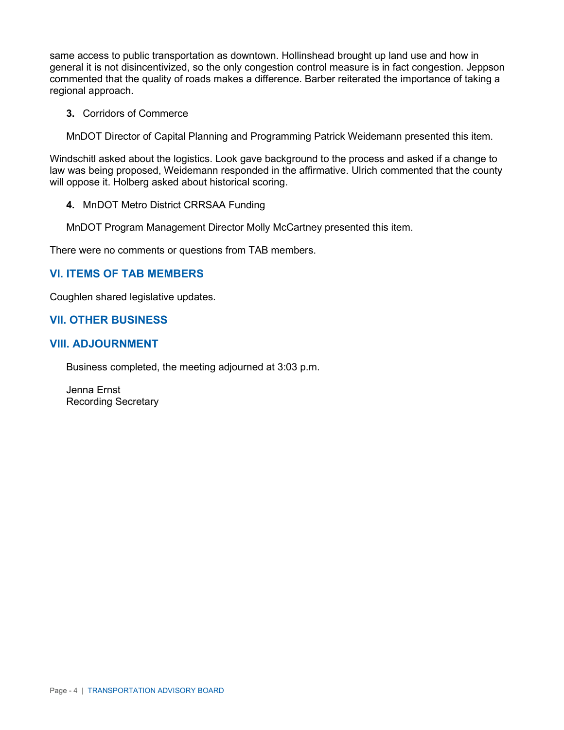same access to public transportation as downtown. Hollinshead brought up land use and how in general it is not disincentivized, so the only congestion control measure is in fact congestion. Jeppson commented that the quality of roads makes a difference. Barber reiterated the importance of taking a regional approach.

**3.** Corridors of Commerce

MnDOT Director of Capital Planning and Programming Patrick Weidemann presented this item.

Windschitl asked about the logistics. Look gave background to the process and asked if a change to law was being proposed, Weidemann responded in the affirmative. Ulrich commented that the county will oppose it. Holberg asked about historical scoring.

**4.** MnDOT Metro District CRRSAA Funding

MnDOT Program Management Director Molly McCartney presented this item.

There were no comments or questions from TAB members.

## VI. ITEMS OF TAB MEMBERS

Coughlen shared legislative updates.

## VII. OTHER BUSINESS

## VIII. ADJOURNMENT

Business completed, the meeting adjourned at 3:03 p.m.

Jenna Ernst
Recording Secretary